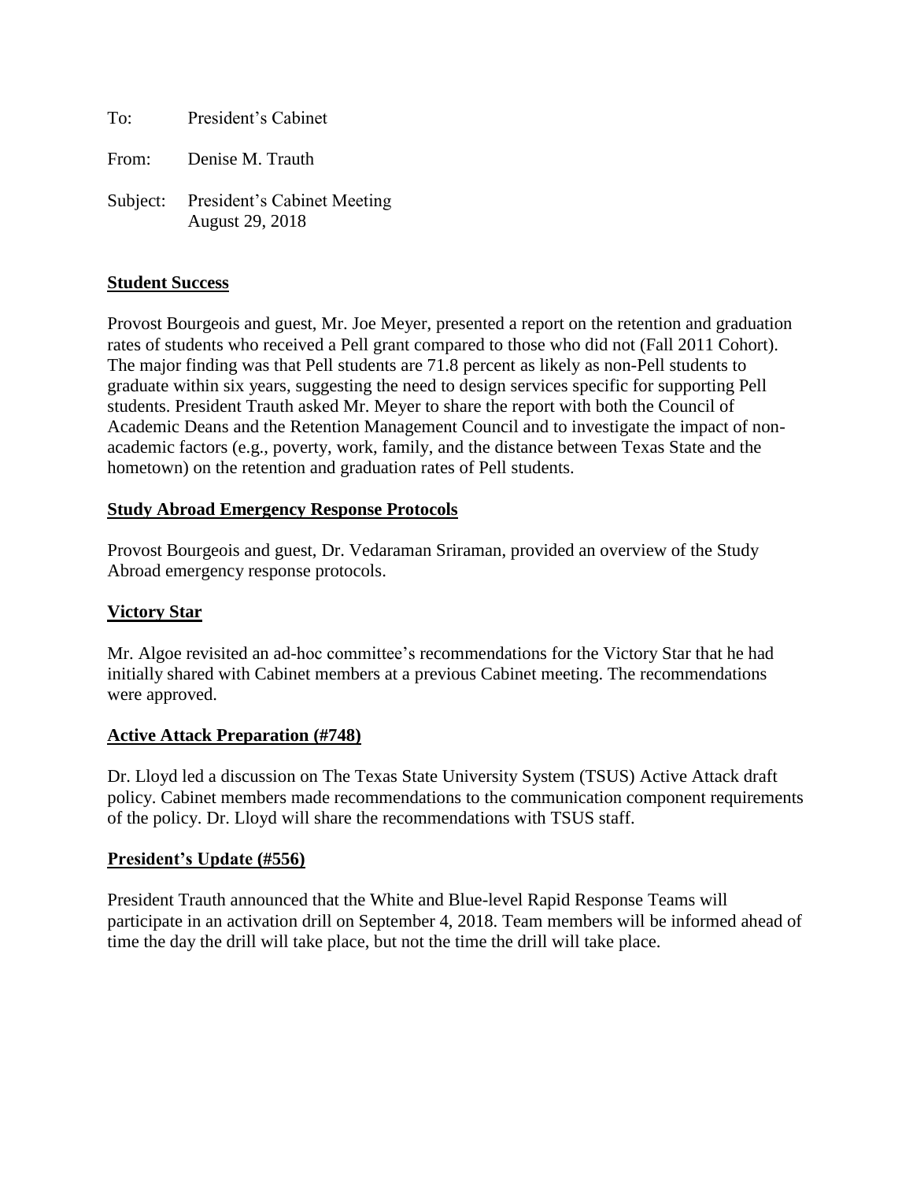To: President's Cabinet

From: Denise M. Trauth

Subject: President's Cabinet Meeting
August 29, 2018

**Student Success**

Provost Bourgeois and guest, Mr. Joe Meyer, presented a report on the retention and graduation rates of students who received a Pell grant compared to those who did not (Fall 2011 Cohort). The major finding was that Pell students are 71.8 percent as likely as non-Pell students to graduate within six years, suggesting the need to design services specific for supporting Pell students. President Trauth asked Mr. Meyer to share the report with both the Council of Academic Deans and the Retention Management Council and to investigate the impact of non-academic factors (e.g., poverty, work, family, and the distance between Texas State and the hometown) on the retention and graduation rates of Pell students.

**Study Abroad Emergency Response Protocols**

Provost Bourgeois and guest, Dr. Vedaraman Sriraman, provided an overview of the Study Abroad emergency response protocols.

**Victory Star**

Mr. Algoe revisited an ad-hoc committee's recommendations for the Victory Star that he had initially shared with Cabinet members at a previous Cabinet meeting. The recommendations were approved.

**Active Attack Preparation (#748)**

Dr. Lloyd led a discussion on The Texas State University System (TSUS) Active Attack draft policy. Cabinet members made recommendations to the communication component requirements of the policy. Dr. Lloyd will share the recommendations with TSUS staff.

**President's Update (#556)**

President Trauth announced that the White and Blue-level Rapid Response Teams will participate in an activation drill on September 4, 2018. Team members will be informed ahead of time the day the drill will take place, but not the time the drill will take place.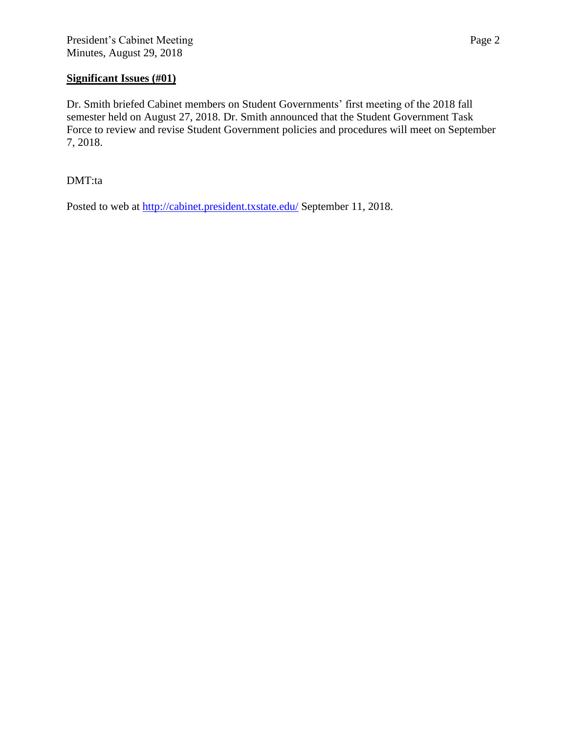**Significant Issues (#01)**

Dr. Smith briefed Cabinet members on Student Governments' first meeting of the 2018 fall semester held on August 27, 2018. Dr. Smith announced that the Student Government Task Force to review and revise Student Government policies and procedures will meet on September 7, 2018.

DMT:ta

Posted to web at http://cabinet.president.txstate.edu/ September 11, 2018.